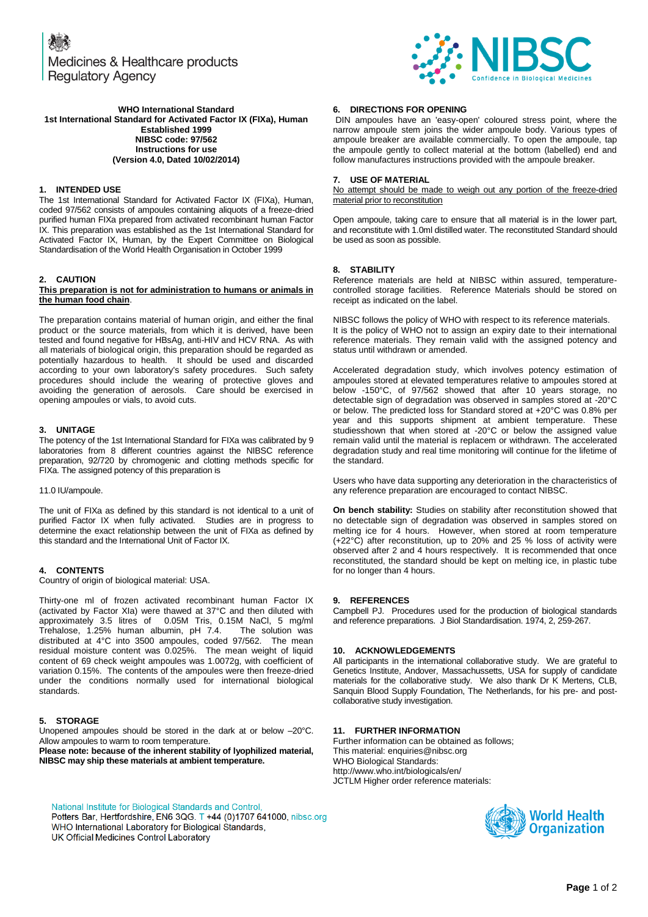Medicines & Healthcare products Regulatory Agency

NIBSC Confidence in Biological Medicines

**WHO International Standard**
**1st International Standard for Activated Factor IX (FIXa), Human**
**Established 1999**
**NIBSC code: 97/562**
**Instructions for use**
**(Version 4.0, Dated 10/02/2014)**

## 1. INTENDED USE

The 1st International Standard for Activated Factor IX (FIXa), Human, coded 97/562 consists of ampoules containing aliquots of a freeze-dried purified human FIXa prepared from activated recombinant human Factor IX. This preparation was established as the 1st International Standard for Activated Factor IX, Human, by the Expert Committee on Biological Standardisation of the World Health Organisation in October 1999

## 2. CAUTION

**This preparation is not for administration to humans or animals in the human food chain**.

The preparation contains material of human origin, and either the final product or the source materials, from which it is derived, have been tested and found negative for HBsAg, anti-HIV and HCV RNA. As with all materials of biological origin, this preparation should be regarded as potentially hazardous to health. It should be used and discarded according to your own laboratory's safety procedures. Such safety procedures should include the wearing of protective gloves and avoiding the generation of aerosols. Care should be exercised in opening ampoules or vials, to avoid cuts.

## 3. UNITAGE

The potency of the 1st International Standard for FIXa was calibrated by 9 laboratories from 8 different countries against the NIBSC reference preparation, 92/720 by chromogenic and clotting methods specific for FIXa. The assigned potency of this preparation is

11.0 IU/ampoule.

The unit of FIXa as defined by this standard is not identical to a unit of purified Factor IX when fully activated. Studies are in progress to determine the exact relationship between the unit of FIXa as defined by this standard and the International Unit of Factor IX.

## 4. CONTENTS

Country of origin of biological material: USA.

Thirty-one ml of frozen activated recombinant human Factor IX (activated by Factor XIa) were thawed at 37°C and then diluted with approximately 3.5 litres of 0.05M Tris, 0.15M NaCl, 5 mg/ml Trehalose, 1.25% human albumin, pH 7.4. The solution was distributed at 4°C into 3500 ampoules, coded 97/562. The mean residual moisture content was 0.025%. The mean weight of liquid content of 69 check weight ampoules was 1.0072g, with coefficient of variation 0.15%. The contents of the ampoules were then freeze-dried under the conditions normally used for international biological standards.

## 5. STORAGE

Unopened ampoules should be stored in the dark at or below –20°C. Allow ampoules to warm to room temperature.
**Please note: because of the inherent stability of lyophilized material, NIBSC may ship these materials at ambient temperature.**

## 6. DIRECTIONS FOR OPENING

DIN ampoules have an 'easy-open' coloured stress point, where the narrow ampoule stem joins the wider ampoule body. Various types of ampoule breaker are available commercially. To open the ampoule, tap the ampoule gently to collect material at the bottom (labelled) end and follow manufactures instructions provided with the ampoule breaker.

## 7. USE OF MATERIAL

<u>No attempt should be made to weigh out any portion of the freeze-dried material prior to reconstitution</u>

Open ampoule, taking care to ensure that all material is in the lower part, and reconstitute with 1.0ml distilled water. The reconstituted Standard should be used as soon as possible.

## 8. STABILITY

Reference materials are held at NIBSC within assured, temperature-controlled storage facilities. Reference Materials should be stored on receipt as indicated on the label.

NIBSC follows the policy of WHO with respect to its reference materials. It is the policy of WHO not to assign an expiry date to their international reference materials. They remain valid with the assigned potency and status until withdrawn or amended.

Accelerated degradation study, which involves potency estimation of ampoules stored at elevated temperatures relative to ampoules stored at below -150°C, of 97/562 showed that after 10 years storage, no detectable sign of degradation was observed in samples stored at -20°C or below. The predicted loss for Standard stored at +20°C was 0.8% per year and this supports shipment at ambient temperature. These studiesshown that when stored at -20°C or below the assigned value remain valid until the material is replacem or withdrawn. The accelerated degradation study and real time monitoring will continue for the lifetime of the standard.

Users who have data supporting any deterioration in the characteristics of any reference preparation are encouraged to contact NIBSC.

**On bench stability:** Studies on stability after reconstitution showed that no detectable sign of degradation was observed in samples stored on melting ice for 4 hours. However, when stored at room temperature (+22°C) after reconstitution, up to 20% and 25 % loss of activity were observed after 2 and 4 hours respectively. It is recommended that once reconstituted, the standard should be kept on melting ice, in plastic tube for no longer than 4 hours.

## 9. REFERENCES

Campbell PJ. Procedures used for the production of biological standards and reference preparations. J Biol Standardisation. 1974, 2, 259-267.

## 10. ACKNOWLEDGEMENTS

All participants in the international collaborative study. We are grateful to Genetics Institute, Andover, Massachussetts, USA for supply of candidate materials for the collaborative study. We also thank Dr K Mertens, CLB, Sanquin Blood Supply Foundation, The Netherlands, for his pre- and post-collaborative study investigation.

## 11. FURTHER INFORMATION

Further information can be obtained as follows;
This material: enquiries@nibsc.org
WHO Biological Standards:
http://www.who.int/biologicals/en/
JCTLM Higher order reference materials:

National Institute for Biological Standards and Control,
Potters Bar, Hertfordshire, EN6 3QG. T +44 (0)1707 641000, nibsc.org
WHO International Laboratory for Biological Standards,
UK Official Medicines Control Laboratory

World Health Organization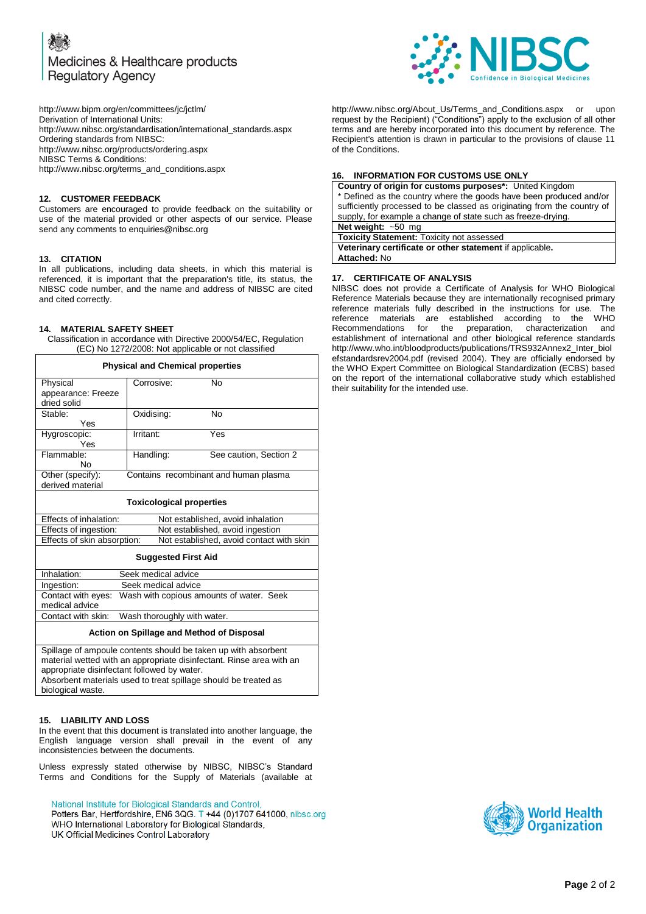http://www.bipm.org/en/committees/jc/jctlm/
Derivation of International Units:
http://www.nibsc.org/standardisation/international_standards.aspx
Ordering standards from NIBSC:
http://www.nibsc.org/products/ordering.aspx
NIBSC Terms & Conditions:
http://www.nibsc.org/terms_and_conditions.aspx

## 12. CUSTOMER FEEDBACK

Customers are encouraged to provide feedback on the suitability or use of the material provided or other aspects of our service. Please send any comments to enquiries@nibsc.org

## 13. CITATION

In all publications, including data sheets, in which this material is referenced, it is important that the preparation's title, its status, the NIBSC code number, and the name and address of NIBSC are cited and cited correctly.

## 14. MATERIAL SAFETY SHEET

Classification in accordance with Directive 2000/54/EC, Regulation (EC) No 1272/2008: Not applicable or not classified

| Physical and Chemical properties | | |
|---|---|---|
| Physical appearance: Freeze dried solid | Corrosive: | No |
| Stable: Yes | Oxidising: | No |
| Hygroscopic: Yes | Irritant: | Yes |
| Flammable: No | Handling: | See caution, Section 2 |
| Other (specify): derived material | Contains recombinant and human plasma | |

| Toxicological properties | |
|---|---|
| Effects of inhalation: | Not established, avoid inhalation |
| Effects of ingestion: | Not established, avoid ingestion |
| Effects of skin absorption: | Not established, avoid contact with skin |

| Suggested First Aid | |
|---|---|
| Inhalation: | Seek medical advice |
| Ingestion: | Seek medical advice |
| Contact with eyes: | Wash with copious amounts of water. Seek medical advice |
| Contact with skin: | Wash thoroughly with water. |

| Action on Spillage and Method of Disposal |
|---|
| Spillage of ampoule contents should be taken up with absorbent material wetted with an appropriate disinfectant. Rinse area with an appropriate disinfectant followed by water. Absorbent materials used to treat spillage should be treated as biological waste. |

## 15. LIABILITY AND LOSS

In the event that this document is translated into another language, the English language version shall prevail in the event of any inconsistencies between the documents.

Unless expressly stated otherwise by NIBSC, NIBSC's Standard Terms and Conditions for the Supply of Materials (available at http://www.nibsc.org/About_Us/Terms_and_Conditions.aspx or upon request by the Recipient) ("Conditions") apply to the exclusion of all other terms and are hereby incorporated into this document by reference. The Recipient's attention is drawn in particular to the provisions of clause 11 of the Conditions.

## 16. INFORMATION FOR CUSTOMS USE ONLY

| |
|---|
| **Country of origin for customs purposes\*:** United Kingdom<br>\* Defined as the country where the goods have been produced and/or sufficiently processed to be classed as originating from the country of supply, for example a change of state such as freeze-drying. |
| **Net weight:** ~50 mg |
| **Toxicity Statement:** Toxicity not assessed |
| **Veterinary certificate or other statement** if applicable.<br>**Attached:** No |

## 17. CERTIFICATE OF ANALYSIS

NIBSC does not provide a Certificate of Analysis for WHO Biological Reference Materials because they are internationally recognised primary reference materials fully described in the instructions for use. The reference materials are established according to the WHO Recommendations for the preparation, characterization and establishment of international and other biological reference standards http://www.who.int/bloodproducts/publications/TRS932Annex2_Inter_biol efstandardsrev2004.pdf (revised 2004). They are officially endorsed by the WHO Expert Committee on Biological Standardization (ECBS) based on the report of the international collaborative study which established their suitability for the intended use.

National Institute for Biological Standards and Control,
Potters Bar, Hertfordshire, EN6 3QG. T +44 (0)1707 641000, nibsc.org
WHO International Laboratory for Biological Standards,
UK Official Medicines Control Laboratory